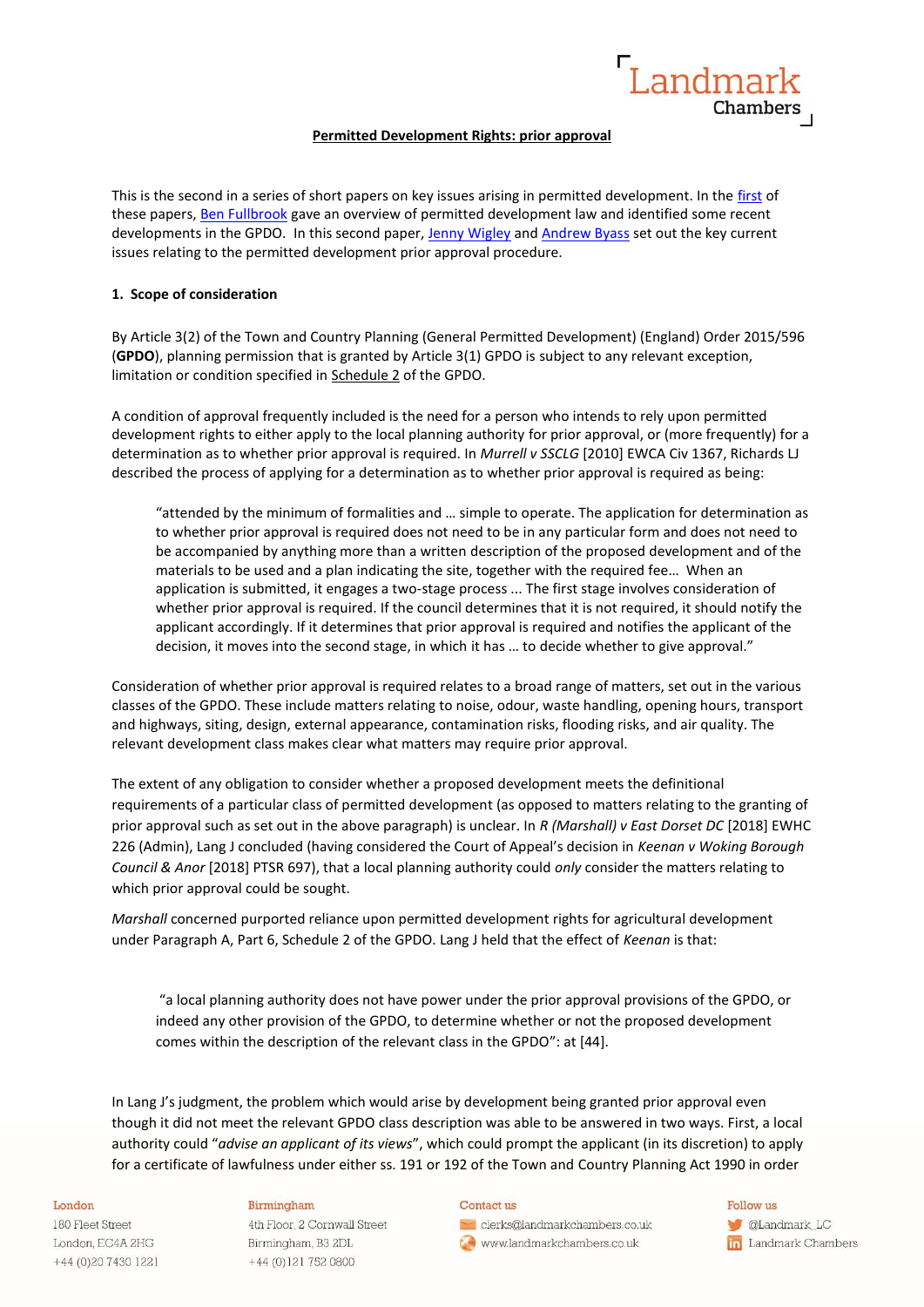**Permitted Development Rights: prior approval**

This is the second in a series of short papers on key issues arising in permitted development. In the first of these papers, Ben Fullbrook gave an overview of permitted development law and identified some recent developments in the GPDO. In this second paper, Jenny Wigley and Andrew Byass set out the key current issues relating to the permitted development prior approval procedure.

**1. Scope of consideration**

By Article 3(2) of the Town and Country Planning (General Permitted Development) (England) Order 2015/596 (**GPDO**), planning permission that is granted by Article 3(1) GPDO is subject to any relevant exception, limitation or condition specified in Schedule 2 of the GPDO.

A condition of approval frequently included is the need for a person who intends to rely upon permitted development rights to either apply to the local planning authority for prior approval, or (more frequently) for a determination as to whether prior approval is required. In *Murrell v SSCLG* [2010] EWCA Civ 1367, Richards LJ described the process of applying for a determination as to whether prior approval is required as being:

> "attended by the minimum of formalities and … simple to operate. The application for determination as to whether prior approval is required does not need to be in any particular form and does not need to be accompanied by anything more than a written description of the proposed development and of the materials to be used and a plan indicating the site, together with the required fee… When an application is submitted, it engages a two-stage process ... The first stage involves consideration of whether prior approval is required. If the council determines that it is not required, it should notify the applicant accordingly. If it determines that prior approval is required and notifies the applicant of the decision, it moves into the second stage, in which it has … to decide whether to give approval."

Consideration of whether prior approval is required relates to a broad range of matters, set out in the various classes of the GPDO. These include matters relating to noise, odour, waste handling, opening hours, transport and highways, siting, design, external appearance, contamination risks, flooding risks, and air quality. The relevant development class makes clear what matters may require prior approval.

The extent of any obligation to consider whether a proposed development meets the definitional requirements of a particular class of permitted development (as opposed to matters relating to the granting of prior approval such as set out in the above paragraph) is unclear. In *R (Marshall) v East Dorset DC* [2018] EWHC 226 (Admin), Lang J concluded (having considered the Court of Appeal's decision in *Keenan v Woking Borough Council & Anor* [2018] PTSR 697), that a local planning authority could *only* consider the matters relating to which prior approval could be sought.

*Marshall* concerned purported reliance upon permitted development rights for agricultural development under Paragraph A, Part 6, Schedule 2 of the GPDO. Lang J held that the effect of *Keenan* is that:

> "a local planning authority does not have power under the prior approval provisions of the GPDO, or indeed any other provision of the GPDO, to determine whether or not the proposed development comes within the description of the relevant class in the GPDO": at [44].

In Lang J's judgment, the problem which would arise by development being granted prior approval even though it did not meet the relevant GPDO class description was able to be answered in two ways. First, a local authority could "*advise an applicant of its views*", which could prompt the applicant (in its discretion) to apply for a certificate of lawfulness under either ss. 191 or 192 of the Town and Country Planning Act 1990 in order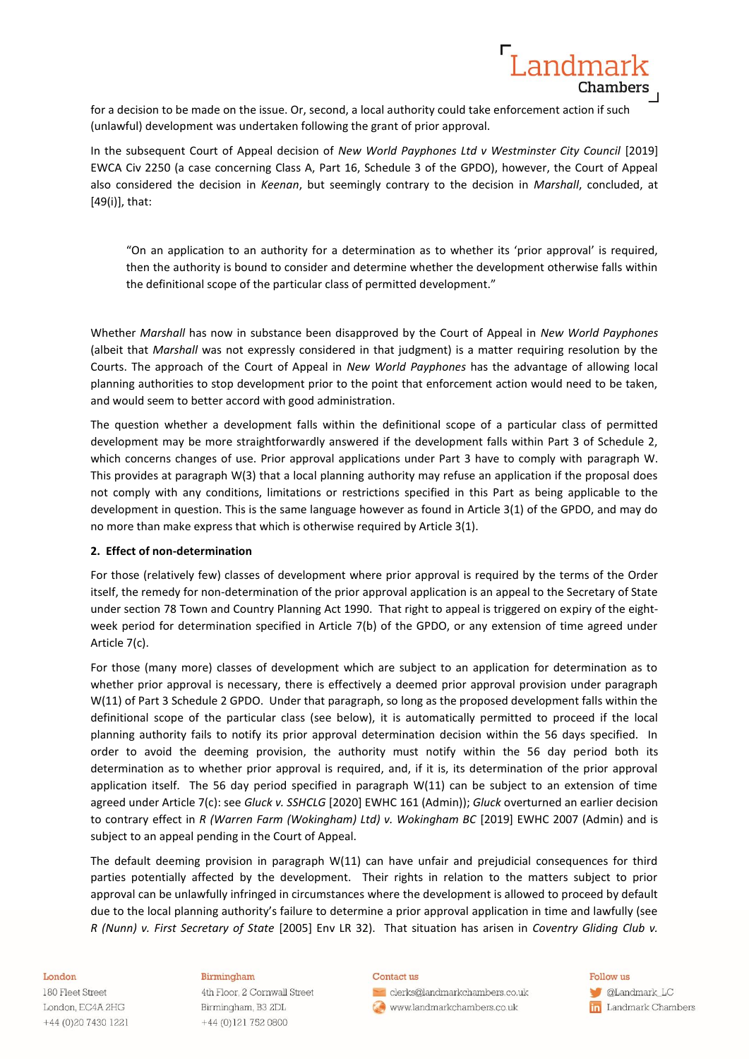for a decision to be made on the issue. Or, second, a local authority could take enforcement action if such (unlawful) development was undertaken following the grant of prior approval.

In the subsequent Court of Appeal decision of *New World Payphones Ltd v Westminster City Council* [2019] EWCA Civ 2250 (a case concerning Class A, Part 16, Schedule 3 of the GPDO), however, the Court of Appeal also considered the decision in *Keenan*, but seemingly contrary to the decision in *Marshall*, concluded, at [49(i)], that:

> "On an application to an authority for a determination as to whether its 'prior approval' is required, then the authority is bound to consider and determine whether the development otherwise falls within the definitional scope of the particular class of permitted development."

Whether *Marshall* has now in substance been disapproved by the Court of Appeal in *New World Payphones* (albeit that *Marshall* was not expressly considered in that judgment) is a matter requiring resolution by the Courts. The approach of the Court of Appeal in *New World Payphones* has the advantage of allowing local planning authorities to stop development prior to the point that enforcement action would need to be taken, and would seem to better accord with good administration.

The question whether a development falls within the definitional scope of a particular class of permitted development may be more straightforwardly answered if the development falls within Part 3 of Schedule 2, which concerns changes of use. Prior approval applications under Part 3 have to comply with paragraph W. This provides at paragraph W(3) that a local planning authority may refuse an application if the proposal does not comply with any conditions, limitations or restrictions specified in this Part as being applicable to the development in question. This is the same language however as found in Article 3(1) of the GPDO, and may do no more than make express that which is otherwise required by Article 3(1).

**2. Effect of non-determination**

For those (relatively few) classes of development where prior approval is required by the terms of the Order itself, the remedy for non-determination of the prior approval application is an appeal to the Secretary of State under section 78 Town and Country Planning Act 1990. That right to appeal is triggered on expiry of the eight-week period for determination specified in Article 7(b) of the GPDO, or any extension of time agreed under Article 7(c).

For those (many more) classes of development which are subject to an application for determination as to whether prior approval is necessary, there is effectively a deemed prior approval provision under paragraph W(11) of Part 3 Schedule 2 GPDO. Under that paragraph, so long as the proposed development falls within the definitional scope of the particular class (see below), it is automatically permitted to proceed if the local planning authority fails to notify its prior approval determination decision within the 56 days specified. In order to avoid the deeming provision, the authority must notify within the 56 day period both its determination as to whether prior approval is required, and, if it is, its determination of the prior approval application itself. The 56 day period specified in paragraph W(11) can be subject to an extension of time agreed under Article 7(c): see *Gluck v. SSHCLG* [2020] EWHC 161 (Admin)); *Gluck* overturned an earlier decision to contrary effect in *R (Warren Farm (Wokingham) Ltd) v. Wokingham BC* [2019] EWHC 2007 (Admin) and is subject to an appeal pending in the Court of Appeal.

The default deeming provision in paragraph W(11) can have unfair and prejudicial consequences for third parties potentially affected by the development. Their rights in relation to the matters subject to prior approval can be unlawfully infringed in circumstances where the development is allowed to proceed by default due to the local planning authority's failure to determine a prior approval application in time and lawfully (see *R (Nunn) v. First Secretary of State* [2005] Env LR 32). That situation has arisen in *Coventry Gliding Club v.*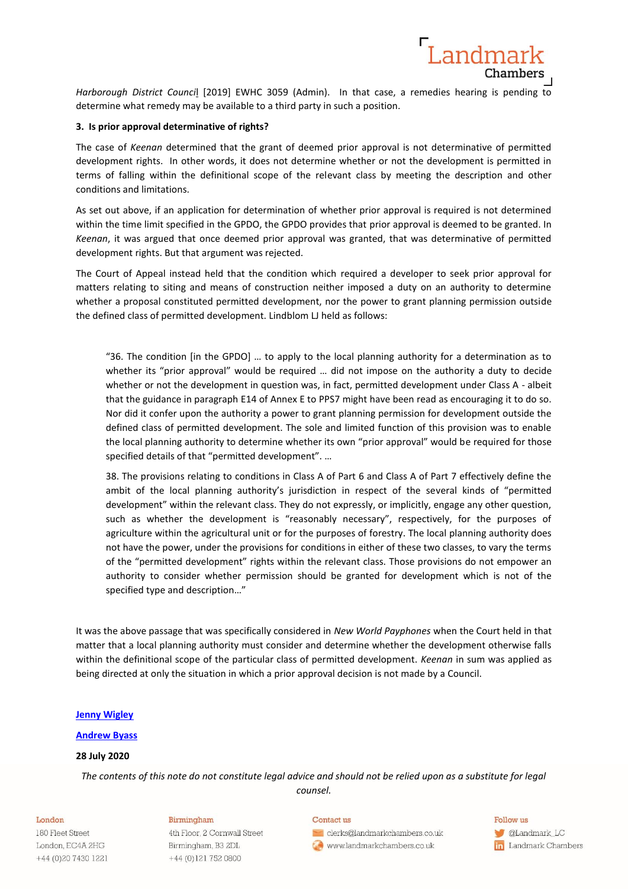*Harborough District Council* [2019] EWHC 3059 (Admin). In that case, a remedies hearing is pending to determine what remedy may be available to a third party in such a position.

**3. Is prior approval determinative of rights?**

The case of *Keenan* determined that the grant of deemed prior approval is not determinative of permitted development rights. In other words, it does not determine whether or not the development is permitted in terms of falling within the definitional scope of the relevant class by meeting the description and other conditions and limitations.

As set out above, if an application for determination of whether prior approval is required is not determined within the time limit specified in the GPDO, the GPDO provides that prior approval is deemed to be granted. In *Keenan*, it was argued that once deemed prior approval was granted, that was determinative of permitted development rights. But that argument was rejected.

The Court of Appeal instead held that the condition which required a developer to seek prior approval for matters relating to siting and means of construction neither imposed a duty on an authority to determine whether a proposal constituted permitted development, nor the power to grant planning permission outside the defined class of permitted development. Lindblom LJ held as follows:

> "36. The condition [in the GPDO] … to apply to the local planning authority for a determination as to whether its "prior approval" would be required … did not impose on the authority a duty to decide whether or not the development in question was, in fact, permitted development under Class A - albeit that the guidance in paragraph E14 of Annex E to PPS7 might have been read as encouraging it to do so. Nor did it confer upon the authority a power to grant planning permission for development outside the defined class of permitted development. The sole and limited function of this provision was to enable the local planning authority to determine whether its own "prior approval" would be required for those specified details of that "permitted development". …
>
> 38. The provisions relating to conditions in Class A of Part 6 and Class A of Part 7 effectively define the ambit of the local planning authority's jurisdiction in respect of the several kinds of "permitted development" within the relevant class. They do not expressly, or implicitly, engage any other question, such as whether the development is "reasonably necessary", respectively, for the purposes of agriculture within the agricultural unit or for the purposes of forestry. The local planning authority does not have the power, under the provisions for conditions in either of these two classes, to vary the terms of the "permitted development" rights within the relevant class. Those provisions do not empower an authority to consider whether permission should be granted for development which is not of the specified type and description…"

It was the above passage that was specifically considered in *New World Payphones* when the Court held in that matter that a local planning authority must consider and determine whether the development otherwise falls within the definitional scope of the particular class of permitted development. *Keenan* in sum was applied as being directed at only the situation in which a prior approval decision is not made by a Council.

**Jenny Wigley**

**Andrew Byass**

**28 July 2020**

*The contents of this note do not constitute legal advice and should not be relied upon as a substitute for legal counsel.*